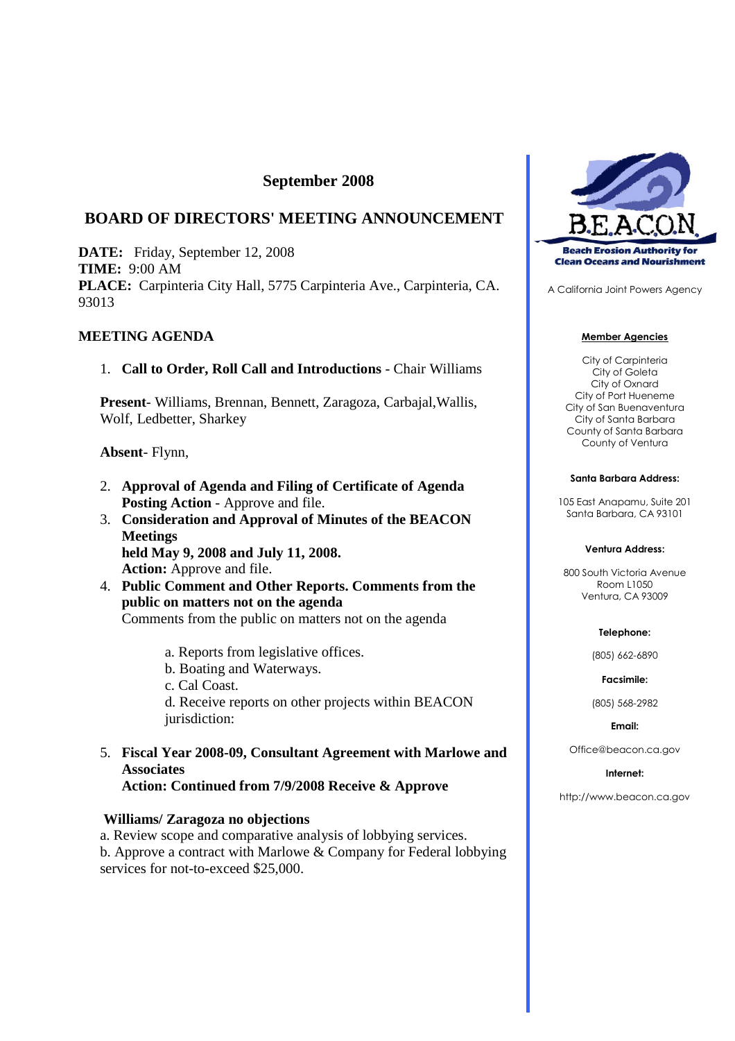## September 2008

## BOARD OF DIRECTORS' MEETING ANNOUNCEMENT

**DATE:** Friday, September 12, 2008
**TIME:** 9:00 AM
**PLACE:** Carpinteria City Hall, 5775 Carpinteria Ave., Carpinteria, CA. 93013

### MEETING AGENDA

1. **Call to Order, Roll Call and Introductions** - Chair Williams

**Present**- Williams, Brennan, Bennett, Zaragoza, Carbajal,Wallis, Wolf, Ledbetter, Sharkey

**Absent**- Flynn,

2. **Approval of Agenda and Filing of Certificate of Agenda Posting Action** - Approve and file.
3. **Consideration and Approval of Minutes of the BEACON Meetings held May 9, 2008 and July 11, 2008.**
   **Action:** Approve and file.
4. **Public Comment and Other Reports. Comments from the public on matters not on the agenda**
   Comments from the public on matters not on the agenda

   a. Reports from legislative offices.
   b. Boating and Waterways.
   c. Cal Coast.
   d. Receive reports on other projects within BEACON jurisdiction:

5. **Fiscal Year 2008-09, Consultant Agreement with Marlowe and Associates**
   **Action: Continued from 7/9/2008 Receive & Approve**

**Williams/ Zaragoza no objections**
a. Review scope and comparative analysis of lobbying services.
b. Approve a contract with Marlowe & Company for Federal lobbying services for not-to-exceed $25,000.

---

B.E.A.C.O.N.
**Beach Erosion Authority for Clean Oceans and Nourishment**

A California Joint Powers Agency

**Member Agencies**

City of Carpinteria
City of Goleta
City of Oxnard
City of Port Hueneme
City of San Buenaventura
City of Santa Barbara
County of Santa Barbara
County of Ventura

**Santa Barbara Address:**

105 East Anapamu, Suite 201
Santa Barbara, CA 93101

**Ventura Address:**

800 South Victoria Avenue
Room L1050
Ventura, CA 93009

**Telephone:**

(805) 662-6890

**Facsimile:**

(805) 568-2982

**Email:**

Office@beacon.ca.gov

**Internet:**

http://www.beacon.ca.gov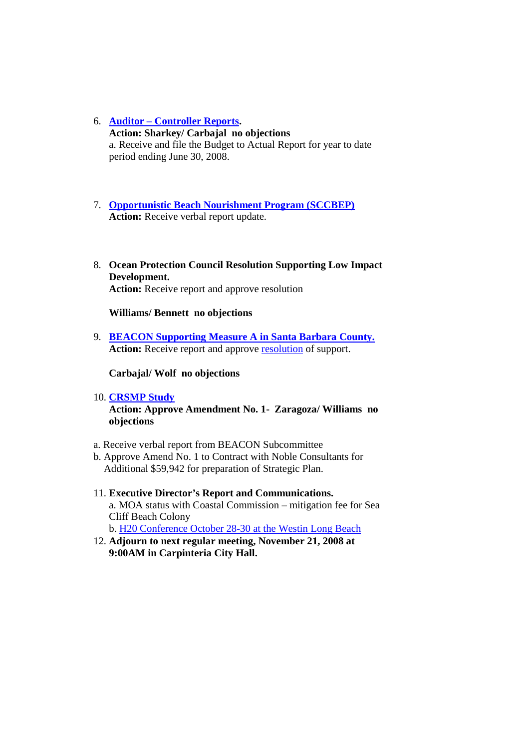6. **Auditor – Controller Reports.**
   **Action: Sharkey/ Carbajal no objections**
   a. Receive and file the Budget to Actual Report for year to date period ending June 30, 2008.

7. **Opportunistic Beach Nourishment Program (SCCBEP)**
   **Action:** Receive verbal report update.

8. **Ocean Protection Council Resolution Supporting Low Impact Development.**
   **Action:** Receive report and approve resolution

   **Williams/ Bennett no objections**

9. **BEACON Supporting Measure A in Santa Barbara County.**
   **Action:** Receive report and approve resolution of support.

   **Carbajal/ Wolf no objections**

10. **CRSMP Study**
    **Action: Approve Amendment No. 1- Zaragoza/ Williams no objections**

a. Receive verbal report from BEACON Subcommittee
b. Approve Amend No. 1 to Contract with Noble Consultants for Additional $59,942 for preparation of Strategic Plan.

11. **Executive Director's Report and Communications.**
    a. MOA status with Coastal Commission – mitigation fee for Sea Cliff Beach Colony
    b. H20 Conference October 28-30 at the Westin Long Beach
12. **Adjourn to next regular meeting, November 21, 2008 at 9:00AM in Carpinteria City Hall.**